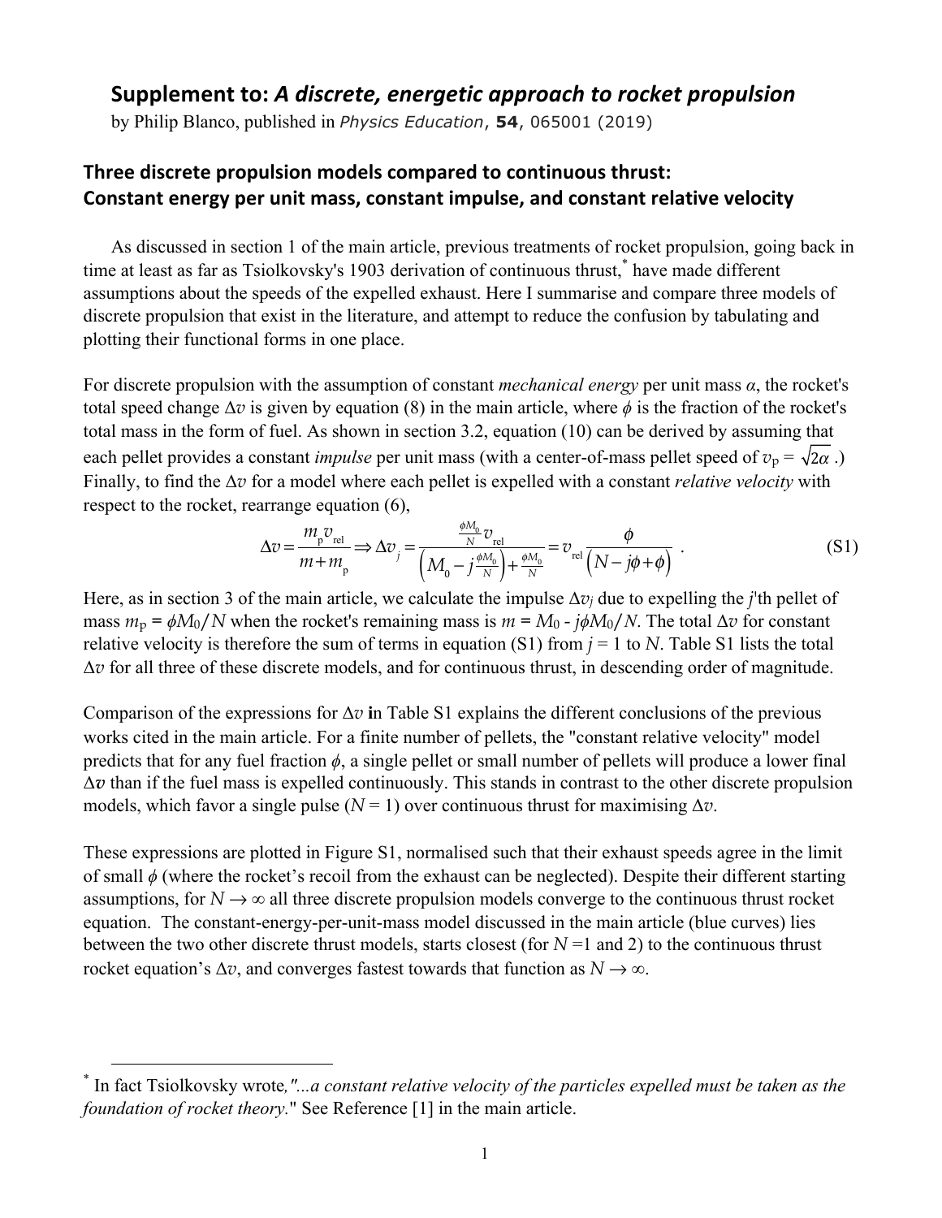## Supplement to: *A discrete, energetic approach to rocket propulsion*

by Philip Blanco, published in *Physics Education*, **54**, 065001 (2019)

### Three discrete propulsion models compared to continuous thrust: Constant energy per unit mass, constant impulse, and constant relative velocity

As discussed in section 1 of the main article, previous treatments of rocket propulsion, going back in time at least as far as Tsiolkovsky's 1903 derivation of continuous thrust,* have made different assumptions about the speeds of the expelled exhaust. Here I summarise and compare three models of discrete propulsion that exist in the literature, and attempt to reduce the confusion by tabulating and plotting their functional forms in one place.

For discrete propulsion with the assumption of constant *mechanical energy* per unit mass $\alpha$, the rocket's total speed change $\Delta v$ is given by equation (8) in the main article, where $\phi$ is the fraction of the rocket's total mass in the form of fuel. As shown in section 3.2, equation (10) can be derived by assuming that each pellet provides a constant *impulse* per unit mass (with a center-of-mass pellet speed of $v_p = \sqrt{2\alpha}$ .) Finally, to find the $\Delta v$ for a model where each pellet is expelled with a constant *relative velocity* with respect to the rocket, rearrange equation (6),

$$\Delta v = \frac{m_p v_{rel}}{m + m_p} \Rightarrow \Delta v_j = \frac{\frac{\phi M_0}{N} v_{rel}}{\left(M_0 - j\frac{\phi M_0}{N}\right) + \frac{\phi M_0}{N}} = v_{rel} \frac{\phi}{\left(N - j\phi + \phi\right)} \quad . \tag{S1}$$

Here, as in section 3 of the main article, we calculate the impulse $\Delta v_j$ due to expelling the $j$'th pellet of mass $m_p = \phi M_0/N$ when the rocket's remaining mass is $m = M_0 - j\phi M_0/N$. The total $\Delta v$ for constant relative velocity is therefore the sum of terms in equation (S1) from $j = 1$ to $N$. Table S1 lists the total $\Delta v$ for all three of these discrete models, and for continuous thrust, in descending order of magnitude.

Comparison of the expressions for $\Delta v$ **i**n Table S1 explains the different conclusions of the previous works cited in the main article. For a finite number of pellets, the "constant relative velocity" model predicts that for any fuel fraction $\phi$, a single pellet or small number of pellets will produce a lower final $\Delta \boldsymbol{v}$ than if the fuel mass is expelled continuously. This stands in contrast to the other discrete propulsion models, which favor a single pulse ($N = 1$) over continuous thrust for maximising $\Delta v$.

These expressions are plotted in Figure S1, normalised such that their exhaust speeds agree in the limit of small $\phi$ (where the rocket's recoil from the exhaust can be neglected). Despite their different starting assumptions, for $N \to \infty$ all three discrete propulsion models converge to the continuous thrust rocket equation. The constant-energy-per-unit-mass model discussed in the main article (blue curves) lies between the two other discrete thrust models, starts closest (for $N$ =1 and 2) to the continuous thrust rocket equation's $\Delta v$, and converges fastest towards that function as $N \to \infty$.

---

* In fact Tsiolkovsky wrote*, "...a constant relative velocity of the particles expelled must be taken as the foundation of rocket theory*." See Reference [1] in the main article.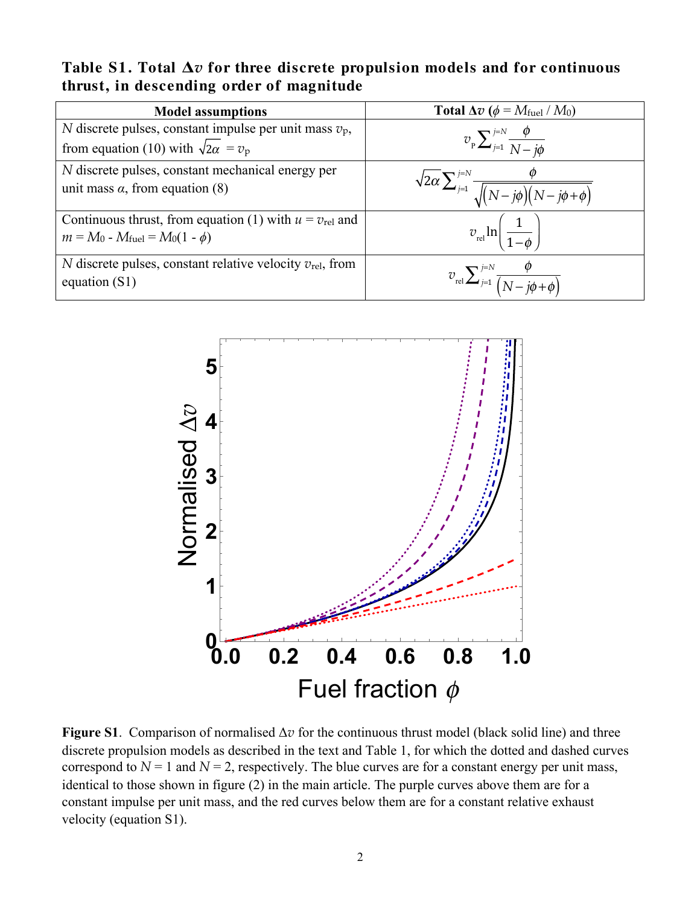**Table S1. Total $\Delta v$ for three discrete propulsion models and for continuous thrust, in descending order of magnitude**

| Model assumptions | Total $\Delta v$ ($\phi = M_{\text{fuel}} / M_0$) |
|---|---|
| $N$ discrete pulses, constant impulse per unit mass $v_P$, from equation (10) with $\sqrt{2\alpha} = v_P$ | $v_P \sum_{j=1}^{j=N} \frac{\phi}{N - j\phi}$ |
| $N$ discrete pulses, constant mechanical energy per unit mass $\alpha$, from equation (8) | $\sqrt{2\alpha} \sum_{j=1}^{j=N} \frac{\phi}{\sqrt{(N - j\phi)(N - j\phi + \phi)}}$ |
| Continuous thrust, from equation (1) with $u = v_{\text{rel}}$ and $m = M_0 - M_{\text{fuel}} = M_0(1 - \phi)$ | $v_{\text{rel}} \ln\left(\frac{1}{1-\phi}\right)$ |
| $N$ discrete pulses, constant relative velocity $v_{\text{rel}}$, from equation (S1) | $v_{\text{rel}} \sum_{j=1}^{j=N} \frac{\phi}{(N - j\phi + \phi)}$ |

Normalised $\Delta v$

0
1
2
3
4
5

0.0
0.2
0.4
0.6
0.8
1.0

Fuel fraction $\phi$

**Figure S1**. Comparison of normalised $\Delta v$ for the continuous thrust model (black solid line) and three discrete propulsion models as described in the text and Table 1, for which the dotted and dashed curves correspond to $N = 1$ and $N = 2$, respectively. The blue curves are for a constant energy per unit mass, identical to those shown in figure (2) in the main article. The purple curves above them are for a constant impulse per unit mass, and the red curves below them are for a constant relative exhaust velocity (equation S1).